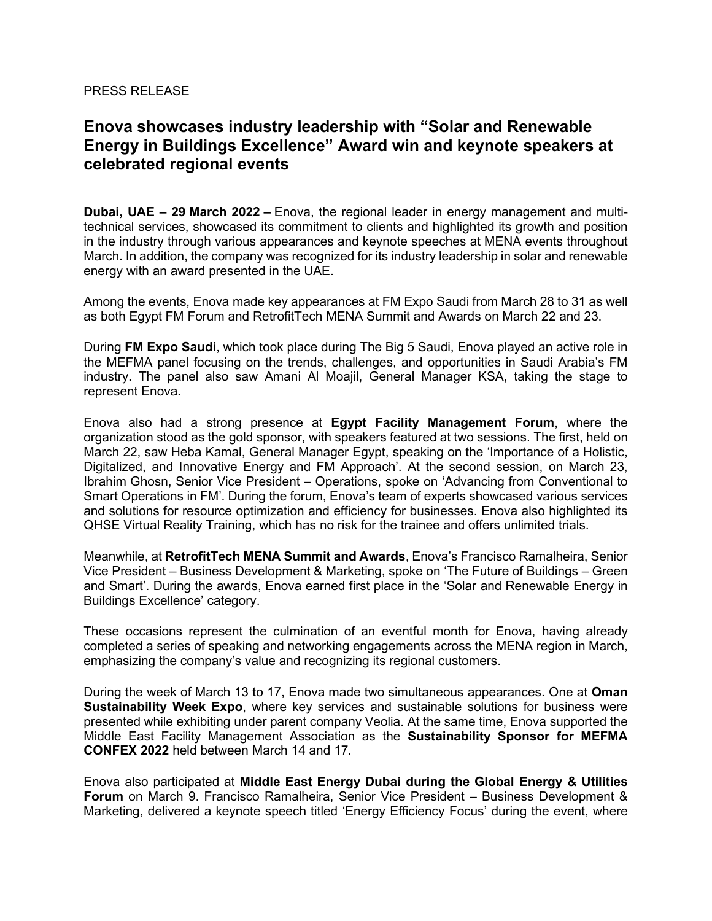PRESS RELEASE

# Enova showcases industry leadership with "Solar and Renewable Energy in Buildings Excellence" Award win and keynote speakers at celebrated regional events

**Dubai, UAE – 29 March 2022 –** Enova, the regional leader in energy management and multi-technical services, showcased its commitment to clients and highlighted its growth and position in the industry through various appearances and keynote speeches at MENA events throughout March. In addition, the company was recognized for its industry leadership in solar and renewable energy with an award presented in the UAE.

Among the events, Enova made key appearances at FM Expo Saudi from March 28 to 31 as well as both Egypt FM Forum and RetrofitTech MENA Summit and Awards on March 22 and 23.

During **FM Expo Saudi**, which took place during The Big 5 Saudi, Enova played an active role in the MEFMA panel focusing on the trends, challenges, and opportunities in Saudi Arabia's FM industry. The panel also saw Amani Al Moajil, General Manager KSA, taking the stage to represent Enova.

Enova also had a strong presence at **Egypt Facility Management Forum**, where the organization stood as the gold sponsor, with speakers featured at two sessions. The first, held on March 22, saw Heba Kamal, General Manager Egypt, speaking on the 'Importance of a Holistic, Digitalized, and Innovative Energy and FM Approach'. At the second session, on March 23, Ibrahim Ghosn, Senior Vice President – Operations, spoke on 'Advancing from Conventional to Smart Operations in FM'. During the forum, Enova's team of experts showcased various services and solutions for resource optimization and efficiency for businesses. Enova also highlighted its QHSE Virtual Reality Training, which has no risk for the trainee and offers unlimited trials.

Meanwhile, at **RetrofitTech MENA Summit and Awards**, Enova's Francisco Ramalheira, Senior Vice President – Business Development & Marketing, spoke on 'The Future of Buildings – Green and Smart'. During the awards, Enova earned first place in the 'Solar and Renewable Energy in Buildings Excellence' category.

These occasions represent the culmination of an eventful month for Enova, having already completed a series of speaking and networking engagements across the MENA region in March, emphasizing the company's value and recognizing its regional customers.

During the week of March 13 to 17, Enova made two simultaneous appearances. One at **Oman Sustainability Week Expo**, where key services and sustainable solutions for business were presented while exhibiting under parent company Veolia. At the same time, Enova supported the Middle East Facility Management Association as the **Sustainability Sponsor for MEFMA CONFEX 2022** held between March 14 and 17.

Enova also participated at **Middle East Energy Dubai during the Global Energy & Utilities Forum** on March 9. Francisco Ramalheira, Senior Vice President – Business Development & Marketing, delivered a keynote speech titled 'Energy Efficiency Focus' during the event, where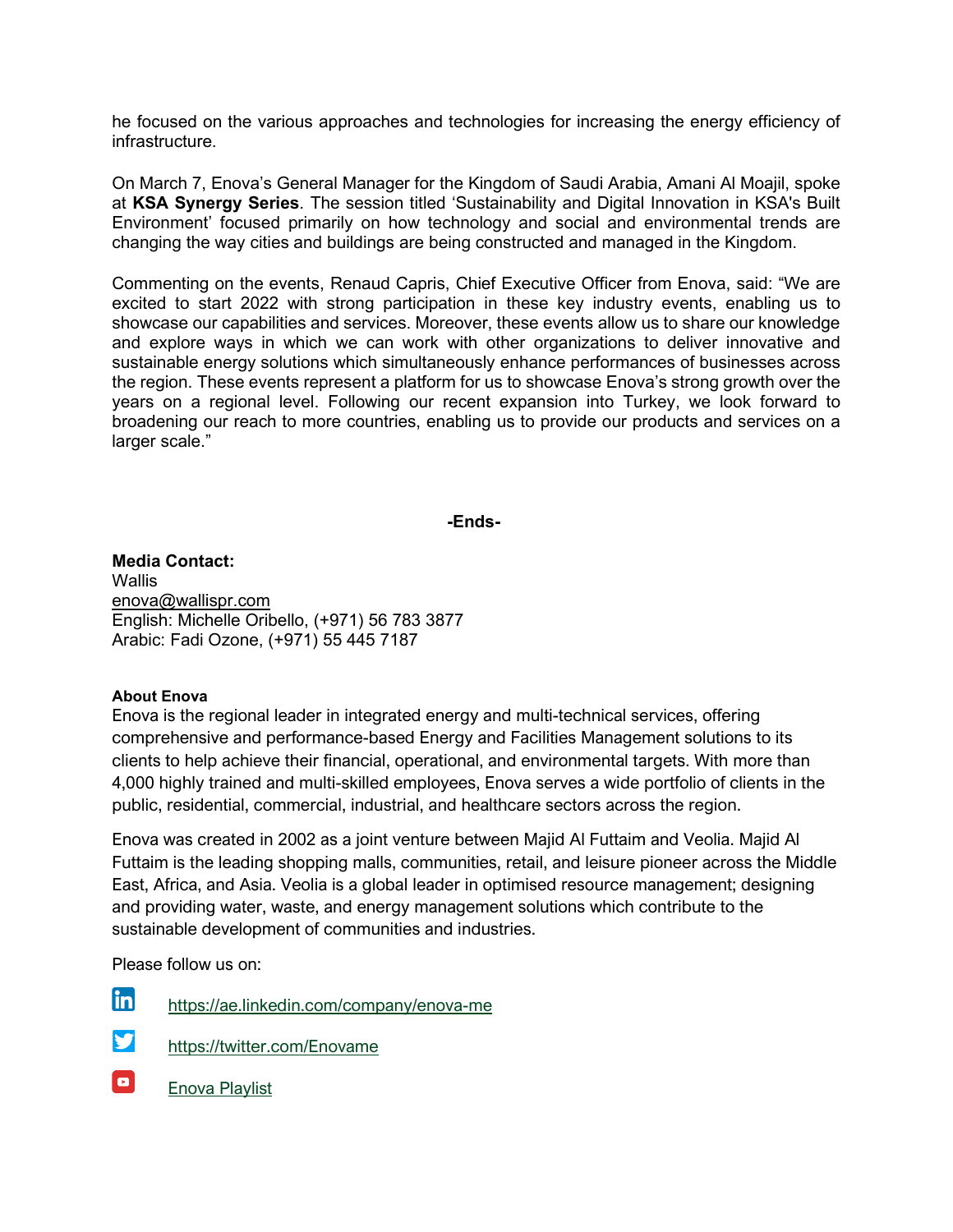he focused on the various approaches and technologies for increasing the energy efficiency of infrastructure.

On March 7, Enova's General Manager for the Kingdom of Saudi Arabia, Amani Al Moajil, spoke at **KSA Synergy Series**. The session titled 'Sustainability and Digital Innovation in KSA's Built Environment' focused primarily on how technology and social and environmental trends are changing the way cities and buildings are being constructed and managed in the Kingdom.

Commenting on the events, Renaud Capris, Chief Executive Officer from Enova, said: "We are excited to start 2022 with strong participation in these key industry events, enabling us to showcase our capabilities and services. Moreover, these events allow us to share our knowledge and explore ways in which we can work with other organizations to deliver innovative and sustainable energy solutions which simultaneously enhance performances of businesses across the region. These events represent a platform for us to showcase Enova's strong growth over the years on a regional level. Following our recent expansion into Turkey, we look forward to broadening our reach to more countries, enabling us to provide our products and services on a larger scale."

**-Ends-**

**Media Contact:**
Wallis
enova@wallispr.com
English: Michelle Oribello, (+971) 56 783 3877
Arabic: Fadi Ozone, (+971) 55 445 7187

**About Enova**

Enova is the regional leader in integrated energy and multi-technical services, offering comprehensive and performance-based Energy and Facilities Management solutions to its clients to help achieve their financial, operational, and environmental targets. With more than 4,000 highly trained and multi-skilled employees, Enova serves a wide portfolio of clients in the public, residential, commercial, industrial, and healthcare sectors across the region.

Enova was created in 2002 as a joint venture between Majid Al Futtaim and Veolia. Majid Al Futtaim is the leading shopping malls, communities, retail, and leisure pioneer across the Middle East, Africa, and Asia. Veolia is a global leader in optimised resource management; designing and providing water, waste, and energy management solutions which contribute to the sustainable development of communities and industries.

Please follow us on:

https://ae.linkedin.com/company/enova-me

https://twitter.com/Enovame

Enova Playlist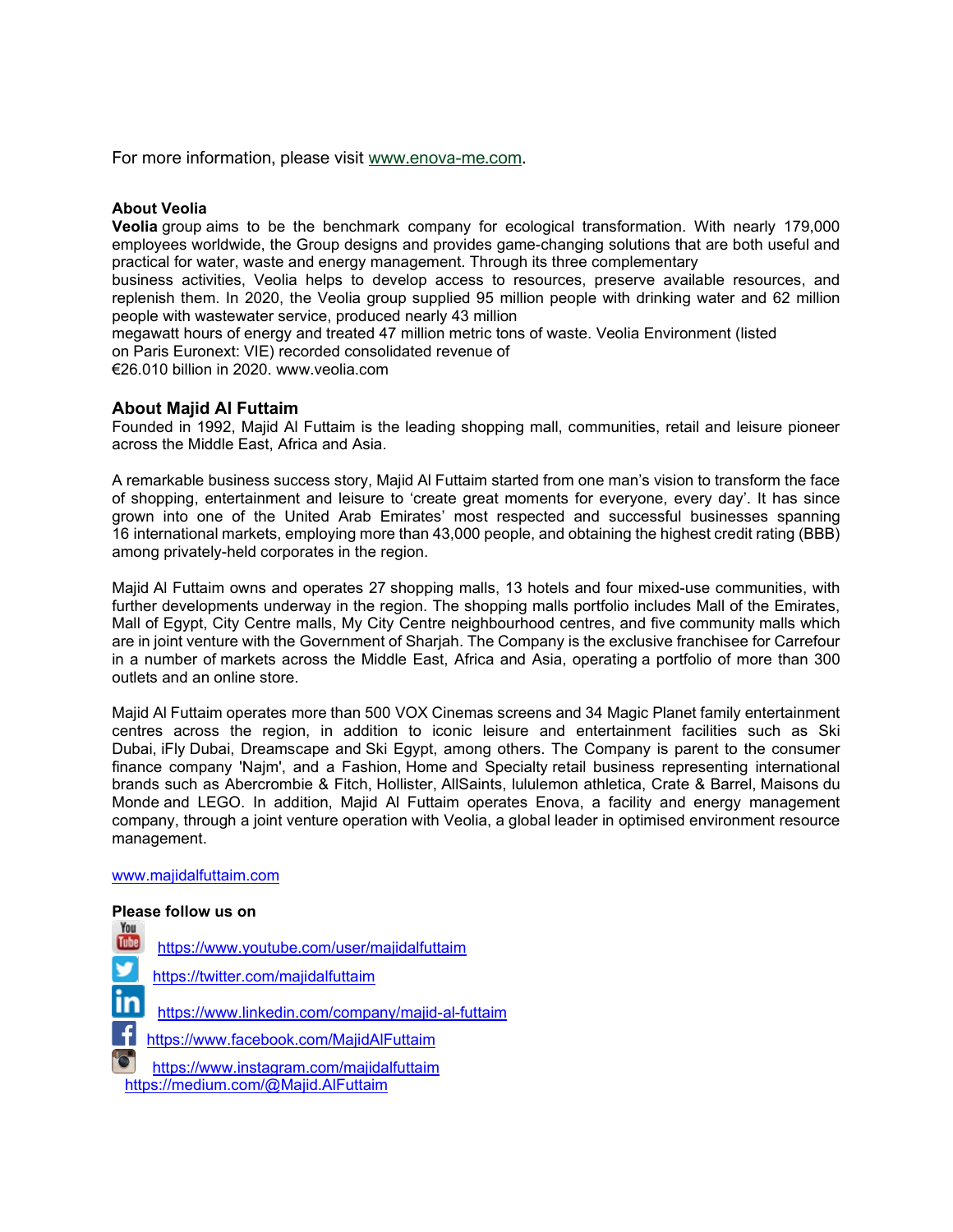For more information, please visit [www.enova-me.com](www.enova-me.com).

**About Veolia**

**Veolia** group aims to be the benchmark company for ecological transformation. With nearly 179,000 employees worldwide, the Group designs and provides game-changing solutions that are both useful and practical for water, waste and energy management. Through its three complementary business activities, Veolia helps to develop access to resources, preserve available resources, and replenish them. In 2020, the Veolia group supplied 95 million people with drinking water and 62 million people with wastewater service, produced nearly 43 million megawatt hours of energy and treated 47 million metric tons of waste. Veolia Environment (listed on Paris Euronext: VIE) recorded consolidated revenue of €26.010 billion in 2020. www.veolia.com

## About Majid Al Futtaim

Founded in 1992, Majid Al Futtaim is the leading shopping mall, communities, retail and leisure pioneer across the Middle East, Africa and Asia.

A remarkable business success story, Majid Al Futtaim started from one man's vision to transform the face of shopping, entertainment and leisure to 'create great moments for everyone, every day'. It has since grown into one of the United Arab Emirates' most respected and successful businesses spanning 16 international markets, employing more than 43,000 people, and obtaining the highest credit rating (BBB) among privately-held corporates in the region.

Majid Al Futtaim owns and operates 27 shopping malls, 13 hotels and four mixed-use communities, with further developments underway in the region. The shopping malls portfolio includes Mall of the Emirates, Mall of Egypt, City Centre malls, My City Centre neighbourhood centres, and five community malls which are in joint venture with the Government of Sharjah. The Company is the exclusive franchisee for Carrefour in a number of markets across the Middle East, Africa and Asia, operating a portfolio of more than 300 outlets and an online store.

Majid Al Futtaim operates more than 500 VOX Cinemas screens and 34 Magic Planet family entertainment centres across the region, in addition to iconic leisure and entertainment facilities such as Ski Dubai, iFly Dubai, Dreamscape and Ski Egypt, among others. The Company is parent to the consumer finance company 'Najm', and a Fashion, Home and Specialty retail business representing international brands such as Abercrombie & Fitch, Hollister, AllSaints, lululemon athletica, Crate & Barrel, Maisons du Monde and LEGO. In addition, Majid Al Futtaim operates Enova, a facility and energy management company, through a joint venture operation with Veolia, a global leader in optimised environment resource management.

[www.majidalfuttaim.com](www.majidalfuttaim.com)

**Please follow us on**

[https://www.youtube.com/user/majidalfuttaim](https://www.youtube.com/user/majidalfuttaim)

[https://twitter.com/majidalfuttaim](https://twitter.com/majidalfuttaim)

[https://www.linkedin.com/company/majid-al-futtaim](https://www.linkedin.com/company/majid-al-futtaim)

[https://www.facebook.com/MajidAlFuttaim](https://www.facebook.com/MajidAlFuttaim)

[https://www.instagram.com/majidalfuttaim](https://www.instagram.com/majidalfuttaim)

[https://medium.com/@Majid.AlFuttaim](https://medium.com/@Majid.AlFuttaim)